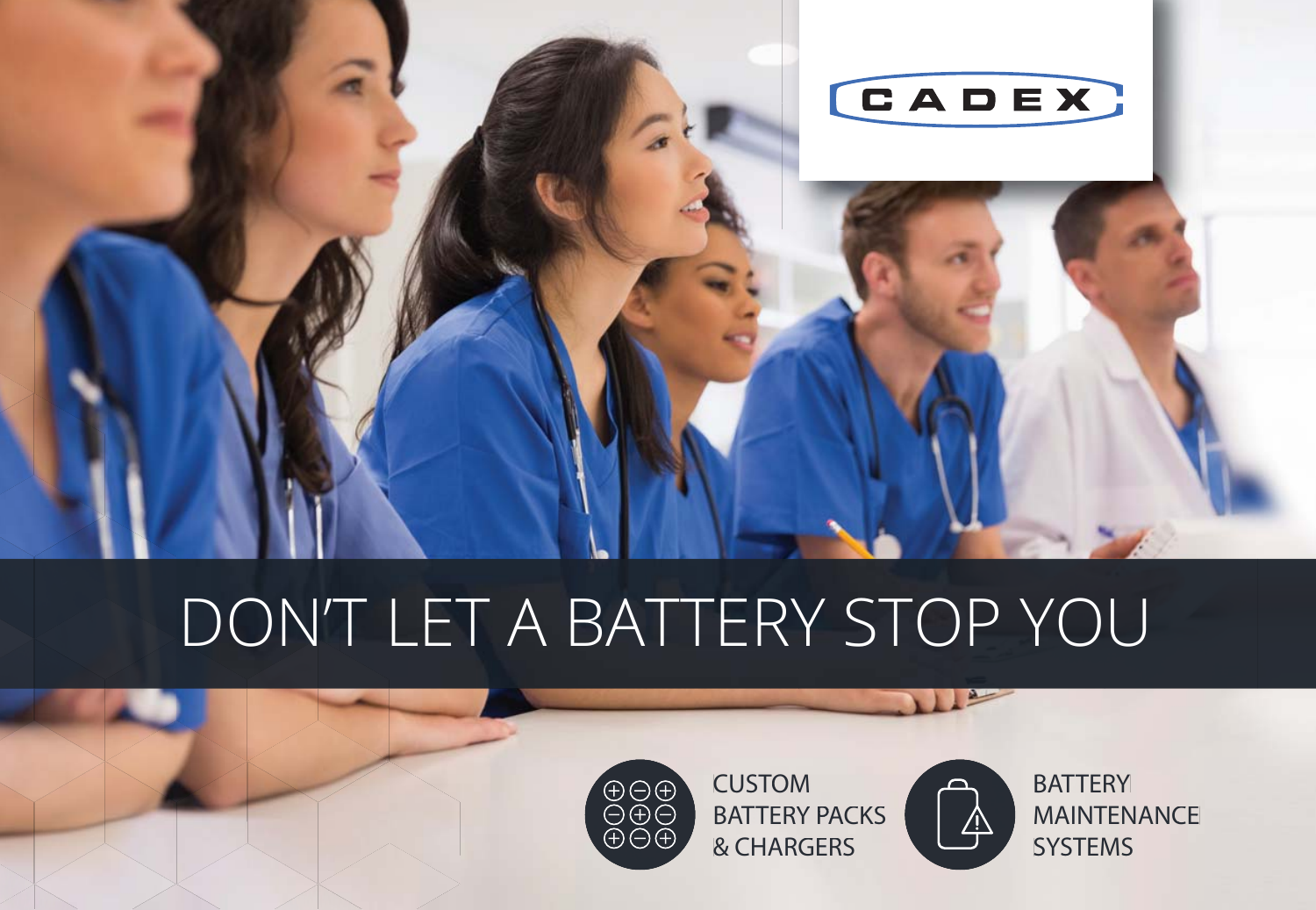CADEX

# DON'T LET A BATTERY STOP YOU

CUSTOM BATTERY PACKS & CHARGERS

BATTERY MAINTENANCE SYSTEMS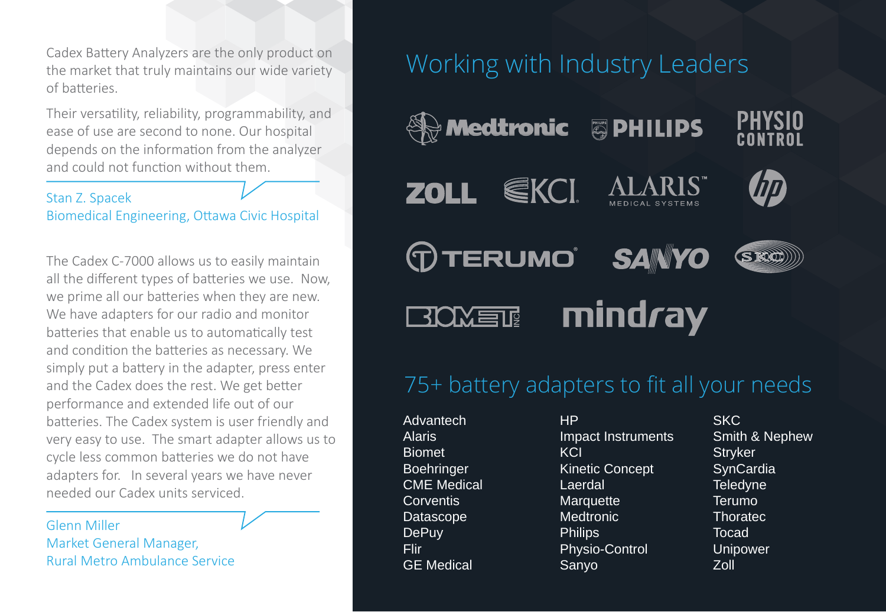Cadex Battery Analyzers are the only product on the market that truly maintains our wide variety of batteries.

Their versatility, reliability, programmability, and ease of use are second to none. Our hospital depends on the information from the analyzer and could not function without them.

Stan Z. Spacek
Biomedical Engineering, Ottawa Civic Hospital

The Cadex C-7000 allows us to easily maintain all the different types of batteries we use. Now, we prime all our batteries when they are new. We have adapters for our radio and monitor batteries that enable us to automatically test and condition the batteries as necessary. We simply put a battery in the adapter, press enter and the Cadex does the rest. We get better performance and extended life out of our batteries. The Cadex system is user friendly and very easy to use. The smart adapter allows us to cycle less common batteries we do not have adapters for. In several years we have never needed our Cadex units serviced.

Glenn Miller
Market General Manager,
Rural Metro Ambulance Service

## Working with Industry Leaders

Medtronic, Philips, Physio Control, Zoll, KCI, Alaris Medical Systems, HP, Terumo, Sanyo, SKC, Biomet Inc, Mindray

## 75+ battery adapters to fit all your needs

- Advantech
- Alaris
- Biomet
- Boehringer
- CME Medical
- Corventis
- Datascope
- DePuy
- Flir
- GE Medical
- HP
- Impact Instruments
- KCI
- Kinetic Concept
- Laerdal
- Marquette
- Medtronic
- Philips
- Physio-Control
- Sanyo
- SKC
- Smith & Nephew
- Stryker
- SynCardia
- Teledyne
- Terumo
- Thoratec
- Tocad
- Unipower
- Zoll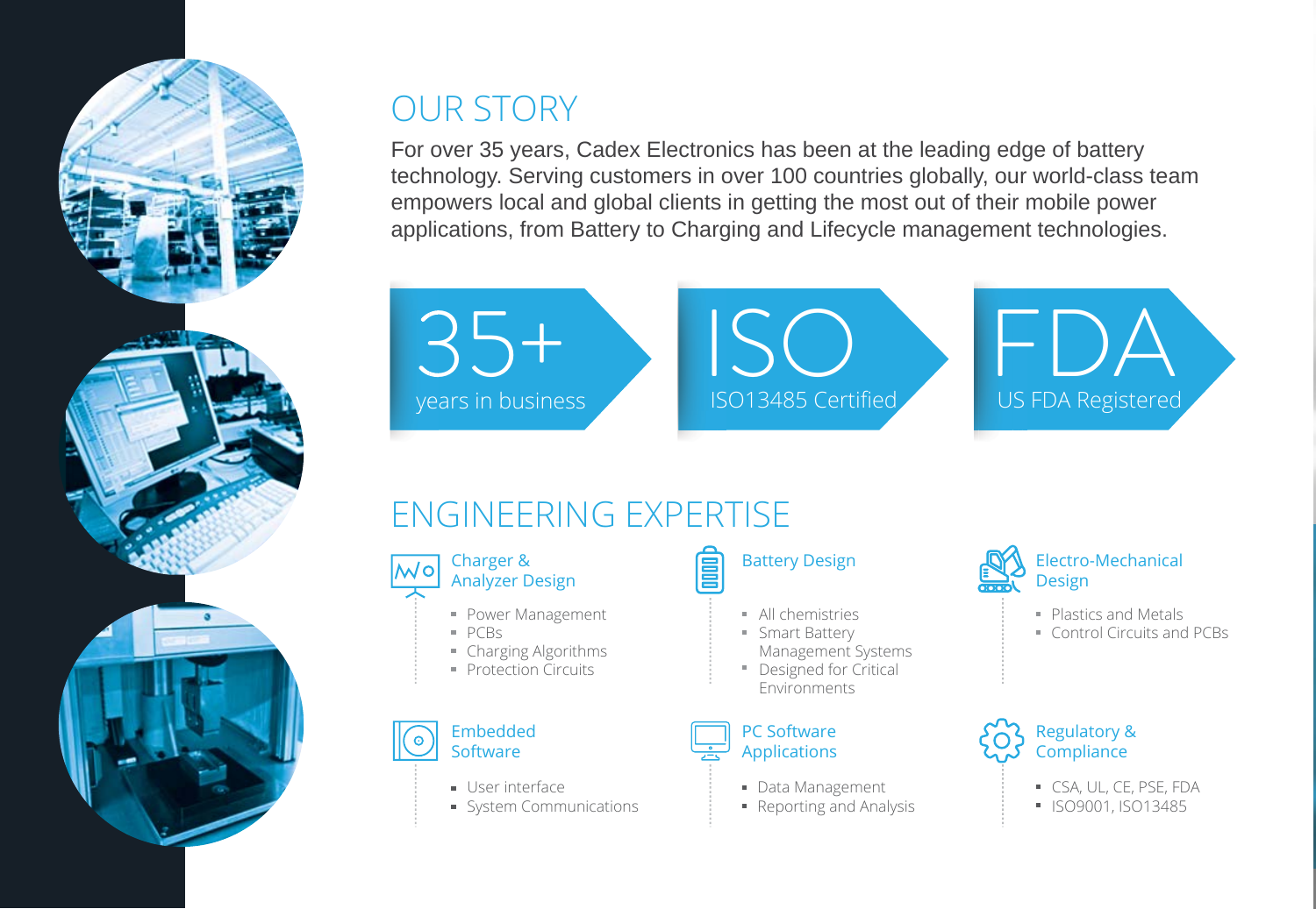## OUR STORY

For over 35 years, Cadex Electronics has been at the leading edge of battery technology. Serving customers in over 100 countries globally, our world-class team empowers local and global clients in getting the most out of their mobile power applications, from Battery to Charging and Lifecycle management technologies.

**35+**
years in business

**ISO**
ISO13485 Certified

**FDA**
US FDA Registered

## ENGINEERING EXPERTISE

### Charger & Analyzer Design

- Power Management
- PCBs
- Charging Algorithms
- Protection Circuits

### Battery Design

- All chemistries
- Smart Battery Management Systems
- Designed for Critical Environments

### Electro-Mechanical Design

- Plastics and Metals
- Control Circuits and PCBs

### Embedded Software

- User interface
- System Communications

### PC Software Applications

- Data Management
- Reporting and Analysis

### Regulatory & Compliance

- CSA, UL, CE, PSE, FDA
- ISO9001, ISO13485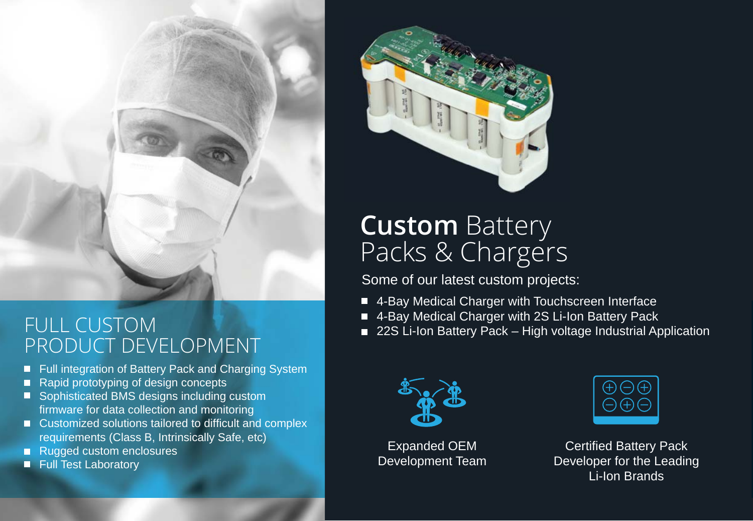## FULL CUSTOM PRODUCT DEVELOPMENT

- Full integration of Battery Pack and Charging System
- Rapid prototyping of design concepts
- Sophisticated BMS designs including custom firmware for data collection and monitoring
- Customized solutions tailored to difficult and complex requirements (Class B, Intrinsically Safe, etc)
- Rugged custom enclosures
- Full Test Laboratory

## **Custom** Battery Packs & Chargers

Some of our latest custom projects:

- 4-Bay Medical Charger with Touchscreen Interface
- 4-Bay Medical Charger with 2S Li-Ion Battery Pack
- 22S Li-Ion Battery Pack – High voltage Industrial Application

Expanded OEM Development Team

Certified Battery Pack Developer for the Leading Li-Ion Brands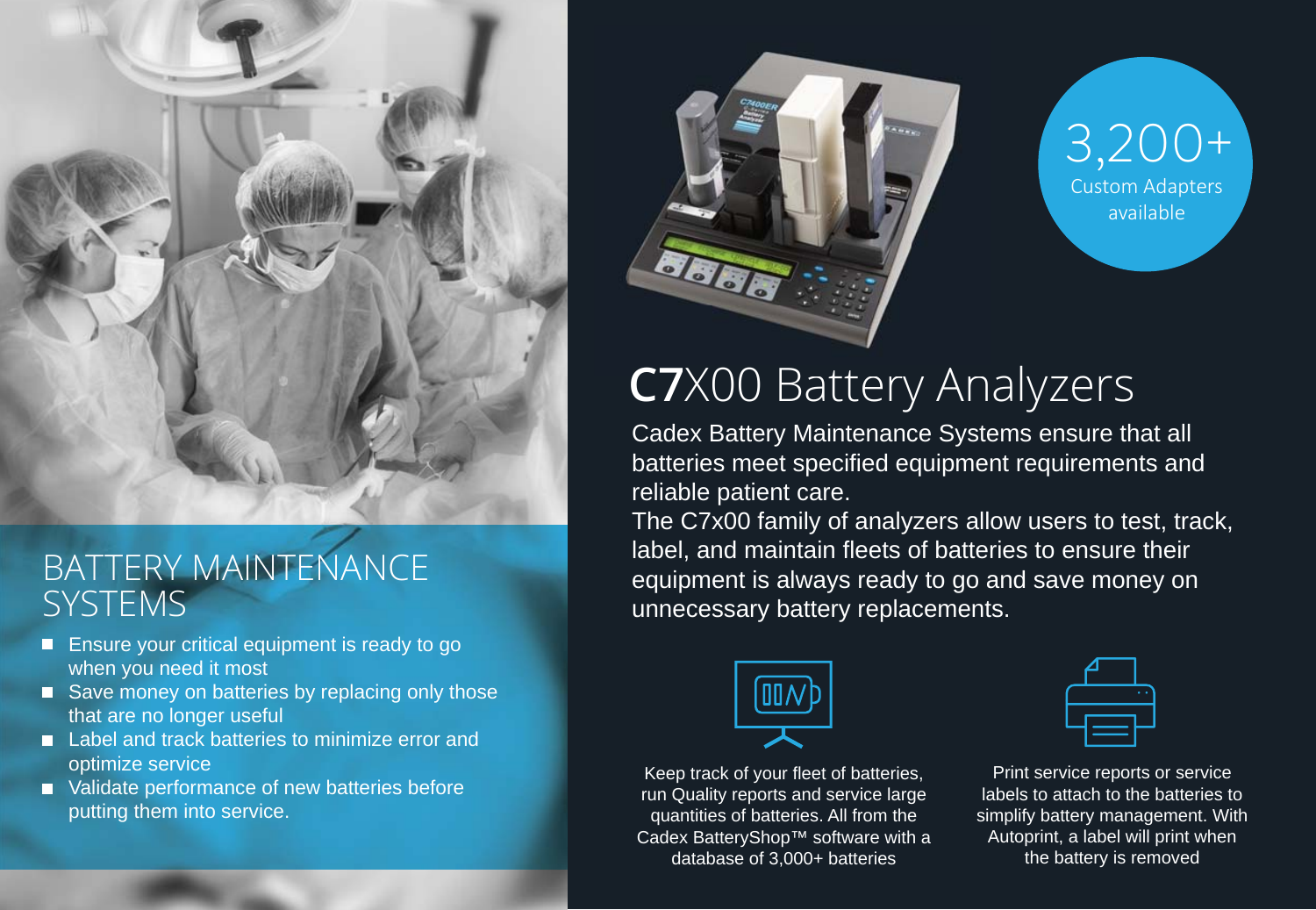## BATTERY MAINTENANCE SYSTEMS

- Ensure your critical equipment is ready to go when you need it most
- Save money on batteries by replacing only those that are no longer useful
- Label and track batteries to minimize error and optimize service
- Validate performance of new batteries before putting them into service.

**3,200+**
Custom Adapters available

# **C7**X00 Battery Analyzers

Cadex Battery Maintenance Systems ensure that all batteries meet specified equipment requirements and reliable patient care.

The C7x00 family of analyzers allow users to test, track, label, and maintain fleets of batteries to ensure their equipment is always ready to go and save money on unnecessary battery replacements.

Keep track of your fleet of batteries, run Quality reports and service large quantities of batteries. All from the Cadex BatteryShop™ software with a database of 3,000+ batteries

Print service reports or service labels to attach to the batteries to simplify battery management. With Autoprint, a label will print when the battery is removed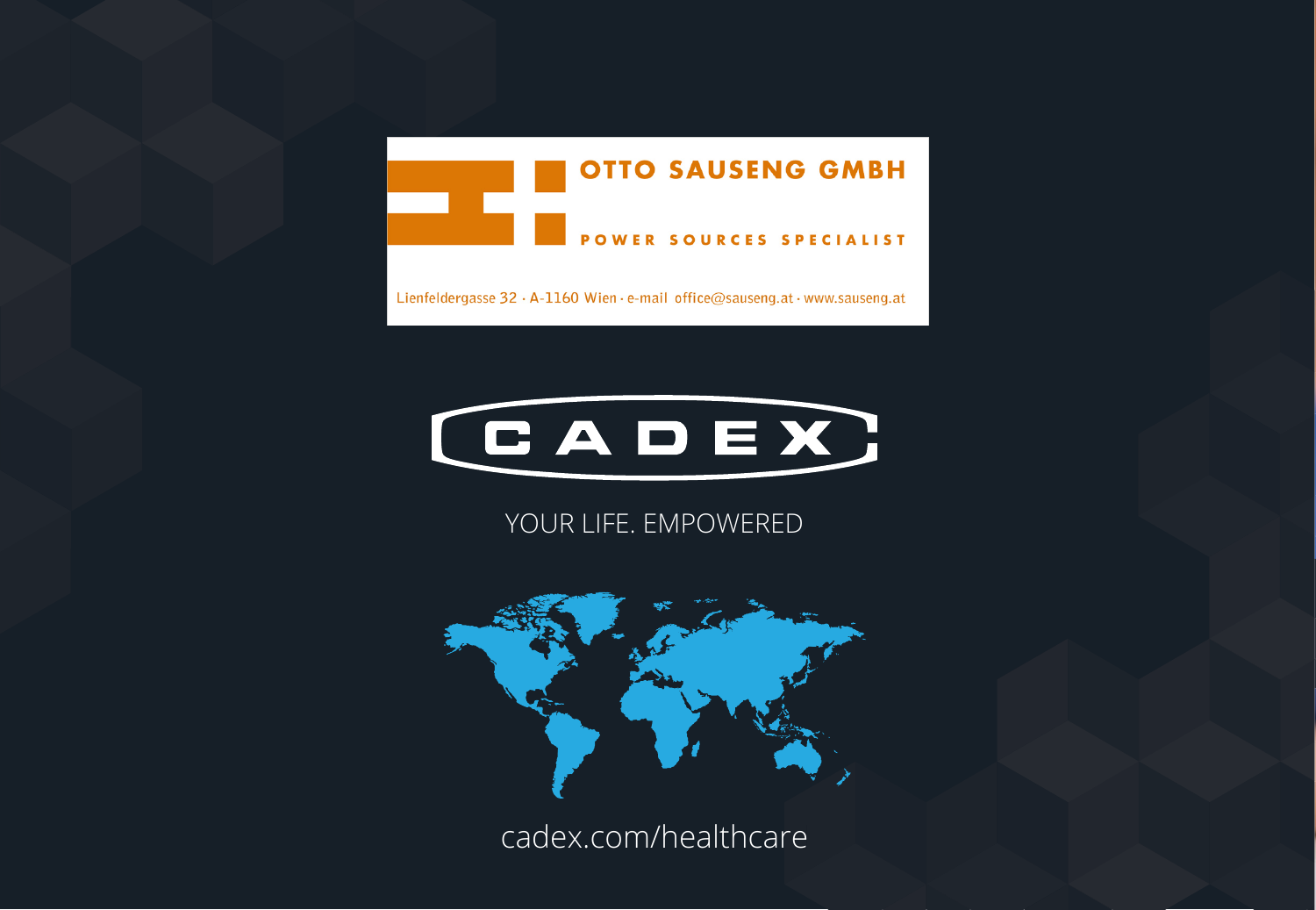OTTO SAUSENG GMBH

POWER SOURCES SPECIALIST

Lienfeldergasse 32 · A-1160 Wien · e-mail office@sauseng.at · www.sauseng.at

CADEX

YOUR LIFE. EMPOWERED

cadex.com/healthcare